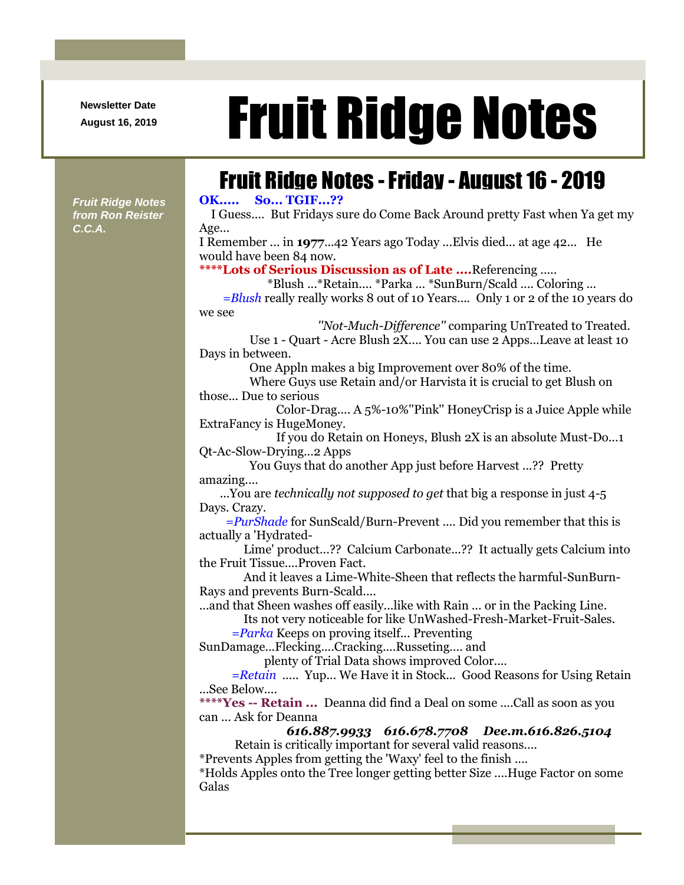Newsletter Date
August 16, 2019

# Fruit Ridge Notes

*Fruit Ridge Notes from Ron Reister C.C.A.*

## Fruit Ridge Notes - Friday - August 16 - 2019

**OK..... So... TGIF...??**

I Guess.... But Fridays sure do Come Back Around pretty Fast when Ya get my Age...

I Remember ... in **1977**...42 Years ago Today ...Elvis died... at age 42... He would have been 84 now.

**\*\*\*\*Lots of Serious Discussion as of Late ....**Referencing .....

\*Blush ...\*Retain.... \*Parka ... \*SunBurn/Scald .... Coloring ...

*=Blush* really really works 8 out of 10 Years.... Only 1 or 2 of the 10 years do we see

*"Not-Much-Difference"* comparing UnTreated to Treated.

Use 1 - Quart - Acre Blush 2X.... You can use 2 Apps...Leave at least 10 Days in between.

One Appln makes a big Improvement over 80% of the time.

Where Guys use Retain and/or Harvista it is crucial to get Blush on those... Due to serious

Color-Drag.... A 5%-10%"Pink" HoneyCrisp is a Juice Apple while ExtraFancy is HugeMoney.

If you do Retain on Honeys, Blush 2X is an absolute Must-Do...1 Qt-Ac-Slow-Drying...2 Apps

You Guys that do another App just before Harvest ...?? Pretty amazing....

...You are *technically not supposed to get* that big a response in just 4-5 Days. Crazy.

*=PurShade* for SunScald/Burn-Prevent .... Did you remember that this is actually a 'Hydrated-

Lime' product...?? Calcium Carbonate...?? It actually gets Calcium into the Fruit Tissue....Proven Fact.

And it leaves a Lime-White-Sheen that reflects the harmful-SunBurn-Rays and prevents Burn-Scald....

...and that Sheen washes off easily...like with Rain ... or in the Packing Line.

Its not very noticeable for like UnWashed-Fresh-Market-Fruit-Sales.

*=Parka* Keeps on proving itself... Preventing SunDamage...Flecking....Cracking....Russeting.... and

plenty of Trial Data shows improved Color....

*=Retain* ..... Yup... We Have it in Stock... Good Reasons for Using Retain ...See Below....

**\*\*\*\*Yes -- Retain ...** Deanna did find a Deal on some ....Call as soon as you can ... Ask for Deanna

***616.887.9933 616.678.7708 Dee.m.616.826.5104***

Retain is critically important for several valid reasons....

\*Prevents Apples from getting the 'Waxy' feel to the finish ....

\*Holds Apples onto the Tree longer getting better Size ....Huge Factor on some Galas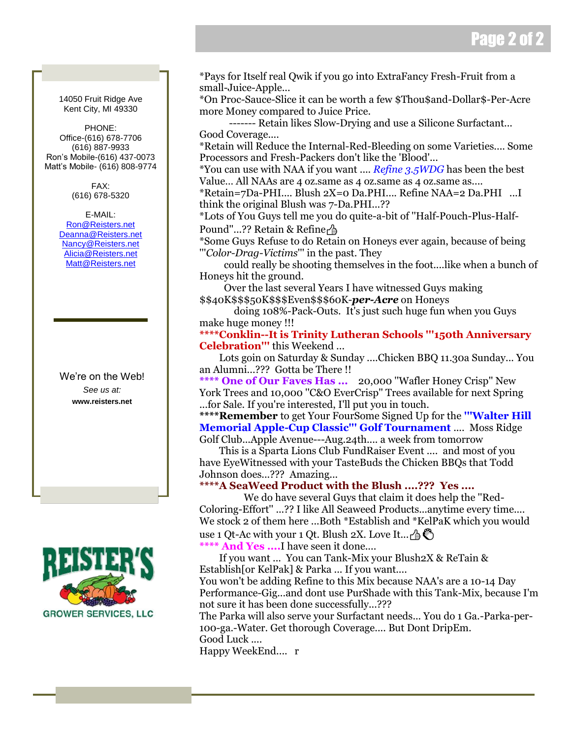14050 Fruit Ridge Ave
Kent City, MI 49330

PHONE:
Office-(616) 678-7706
(616) 887-9933
Ron's Mobile-(616) 437-0073
Matt's Mobile- (616) 808-9774

FAX:
(616) 678-5320

E-MAIL:
Ron@Reisters.net
Deanna@Reisters.net
Nancy@Reisters.net
Alicia@Reisters.net
Matt@Reisters.net

We're on the Web!
*See us at:*
**www.reisters.net**

REISTER'S
GROWER SERVICES, LLC

*Pays for Itself real Qwik if you go into ExtraFancy Fresh-Fruit from a small-Juice-Apple...
*On Proc-Sauce-Slice it can be worth a few $Thou$and-Dollar$-Per-Acre more Money compared to Juice Price.
------- Retain likes Slow-Drying and use a Silicone Surfactant... Good Coverage....
*Retain will Reduce the Internal-Red-Bleeding on some Varieties.... Some Processors and Fresh-Packers don't like the 'Blood'...
*You can use with NAA if you want .... *Refine 3.5WDG* has been the best Value... All NAAs are 4 oz.same as 4 oz.same as 4 oz.same as....
*Retain=7Da-PHI.... Blush 2X=0 Da.PHI.... Refine NAA=2 Da.PHI ...I think the original Blush was 7-Da.PHI...??
*Lots of You Guys tell me you do quite-a-bit of "Half-Pouch-Plus-Half-Pound"...?? Retain & Refine👍
*Some Guys Refuse to do Retain on Honeys ever again, because of being "'*Color-Drag-Victims*'" in the past. They could really be shooting themselves in the foot....like when a bunch of Honeys hit the ground.
Over the last several Years I have witnessed Guys making $$40K$$$50K$$$Even$$$60K-***per-Acre*** on Honeys doing 108%-Pack-Outs. It's just such huge fun when you Guys make huge money !!!

****Conklin--It is Trinity Lutheran Schools "'150th Anniversary Celebration"'** this Weekend ...
Lots goin on Saturday & Sunday ....Chicken BBQ 11.30a Sunday... You an Alumni...??? Gotta be There !!

**\*\*\*\* One of Our Faves Has ...** 20,000 "Wafler Honey Crisp" New York Trees and 10,000 "C&O EverCrisp" Trees available for next Spring ...for Sale. If you're interested, I'll put you in touch.

****Remember** to get Your FourSome Signed Up for the **"'Walter Hill Memorial Apple-Cup Classic"' Golf Tournament** .... Moss Ridge Golf Club...Apple Avenue---Aug.24th.... a week from tomorrow
This is a Sparta Lions Club FundRaiser Event .... and most of you have EyeWitnessed with your TasteBuds the Chicken BBQs that Todd Johnson does...??? Amazing...

****A SeaWeed Product with the Blush ....??? Yes ....**
We do have several Guys that claim it does help the "Red-Coloring-Effort" ...?? I like All Seaweed Products...anytime every time.... We stock 2 of them here ...Both *Establish and *KelPaK which you would use 1 Qt-Ac with your 1 Qt. Blush 2X. Love It...👍👏

**\*\*\*\* And Yes ....**I have seen it done....
If you want ... You can Tank-Mix your Blush2X & ReTain & Establish[or KelPak] & Parka ... If you want....
You won't be adding Refine to this Mix because NAA's are a 10-14 Day Performance-Gig...and dont use PurShade with this Tank-Mix, because I'm not sure it has been done successfully...???
The Parka will also serve your Surfactant needs... You do 1 Ga.-Parka-per-100-ga.-Water. Get thorough Coverage.... But Dont DripEm.
Good Luck ....
Happy WeekEnd.... r